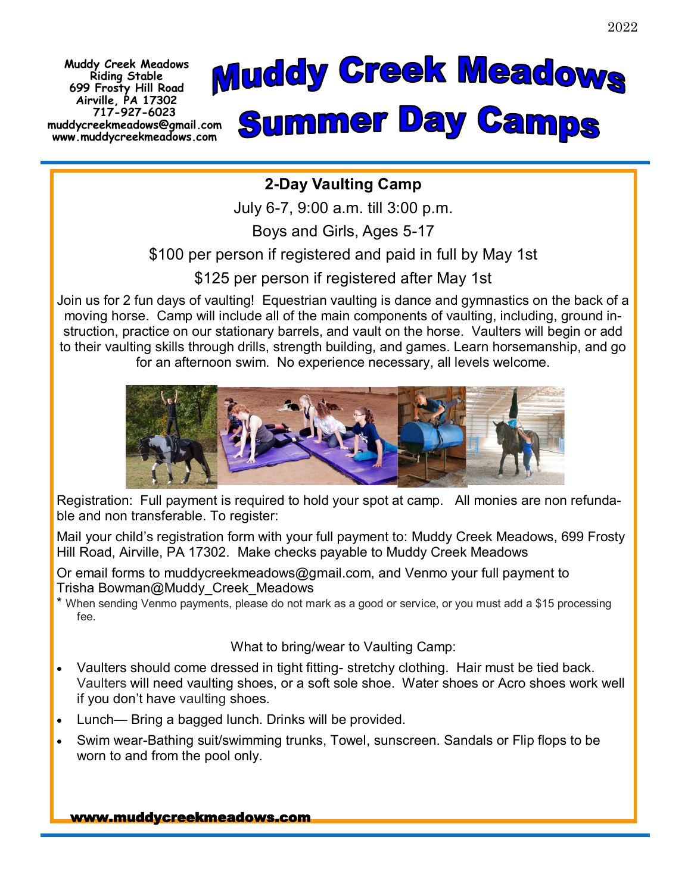2022

Muddy Creek Meadows
Riding Stable
699 Frosty Hill Road
Airville, PA 17302
717-927-6023
muddycreekmeadows@gmail.com
www.muddycreekmeadows.com

# Muddy Creek Meadows Summer Day Camps

## 2-Day Vaulting Camp

July 6-7, 9:00 a.m. till 3:00 p.m.

Boys and Girls, Ages 5-17

$100 per person if registered and paid in full by May 1st

$125 per person if registered after May 1st

Join us for 2 fun days of vaulting! Equestrian vaulting is dance and gymnastics on the back of a moving horse. Camp will include all of the main components of vaulting, including, ground instruction, practice on our stationary barrels, and vault on the horse. Vaulters will begin or add to their vaulting skills through drills, strength building, and games. Learn horsemanship, and go for an afternoon swim. No experience necessary, all levels welcome.

Registration: Full payment is required to hold your spot at camp. All monies are non refundable and non transferable. To register:

Mail your child's registration form with your full payment to: Muddy Creek Meadows, 699 Frosty Hill Road, Airville, PA 17302. Make checks payable to Muddy Creek Meadows

Or email forms to muddycreekmeadows@gmail.com, and Venmo your full payment to Trisha Bowman@Muddy_Creek_Meadows

* When sending Venmo payments, please do not mark as a good or service, or you must add a $15 processing fee.

What to bring/wear to Vaulting Camp:

- Vaulters should come dressed in tight fitting- stretchy clothing. Hair must be tied back. Vaulters will need vaulting shoes, or a soft sole shoe. Water shoes or Acro shoes work well if you don't have vaulting shoes.
- Lunch— Bring a bagged lunch. Drinks will be provided.
- Swim wear-Bathing suit/swimming trunks, Towel, sunscreen. Sandals or Flip flops to be worn to and from the pool only.

www.muddycreekmeadows.com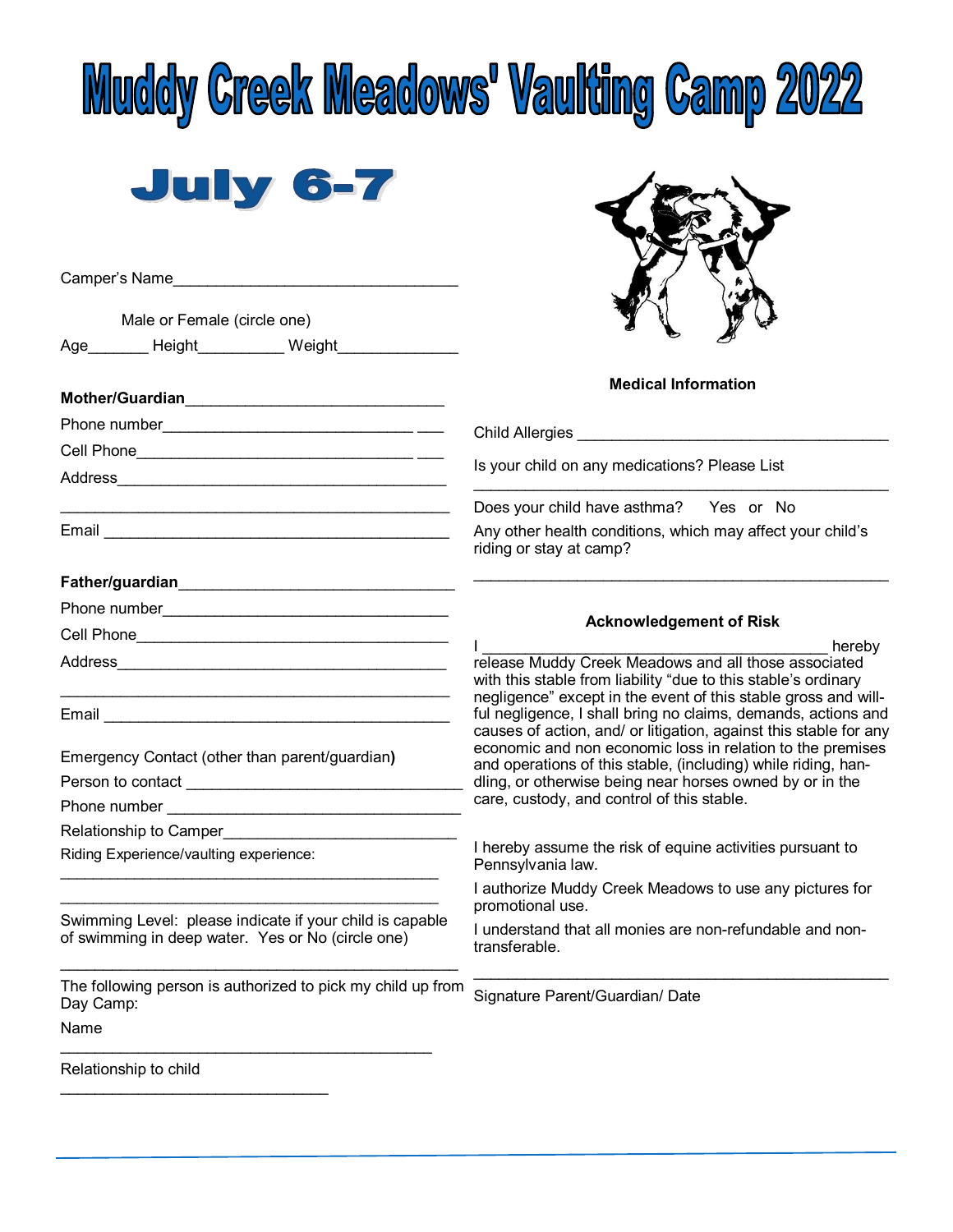# Muddy Creek Meadows' Vaulting Camp 2022

## July 6-7

Camper's Name_________________________________

Male or Female (circle one)

Age_______ Height__________ Weight______________

**Mother/Guardian**_____________________________

Phone number____________________________ ___

Cell Phone_______________________________ ___

Address_______________________________________

_____________________________________________

Email ________________________________________

**Father/guardian**_______________________________

Phone number_________________________________

Cell Phone____________________________________

Address_______________________________________

_____________________________________________

Email ________________________________________

Emergency Contact (other than parent/guardian**)**

Person to contact _______________________________

Phone number _________________________________

Relationship to Camper___________________________

Riding Experience/vaulting experience:

_____________________________________________

_____________________________________________

Swimming Level: please indicate if your child is capable of swimming in deep water. Yes or No (circle one)

_____________________________________________

The following person is authorized to pick my child up from Day Camp:

Name

_____________________________________________

Relationship to child

_______________________________

**Medical Information**

Child Allergies ____________________________________

Is your child on any medications? Please List

_______________________________________________

Does your child have asthma? Yes or No

Any other health conditions, which may affect your child's riding or stay at camp?

_______________________________________________

**Acknowledgement of Risk**

I _____________________________________ hereby release Muddy Creek Meadows and all those associated with this stable from liability "due to this stable's ordinary negligence" except in the event of this stable gross and willful negligence, I shall bring no claims, demands, actions and causes of action, and/ or litigation, against this stable for any economic and non economic loss in relation to the premises and operations of this stable, (including) while riding, handling, or otherwise being near horses owned by or in the care, custody, and control of this stable.

I hereby assume the risk of equine activities pursuant to Pennsylvania law.

I authorize Muddy Creek Meadows to use any pictures for promotional use.

I understand that all monies are non-refundable and non-transferable.

_______________________________________________

Signature Parent/Guardian/ Date